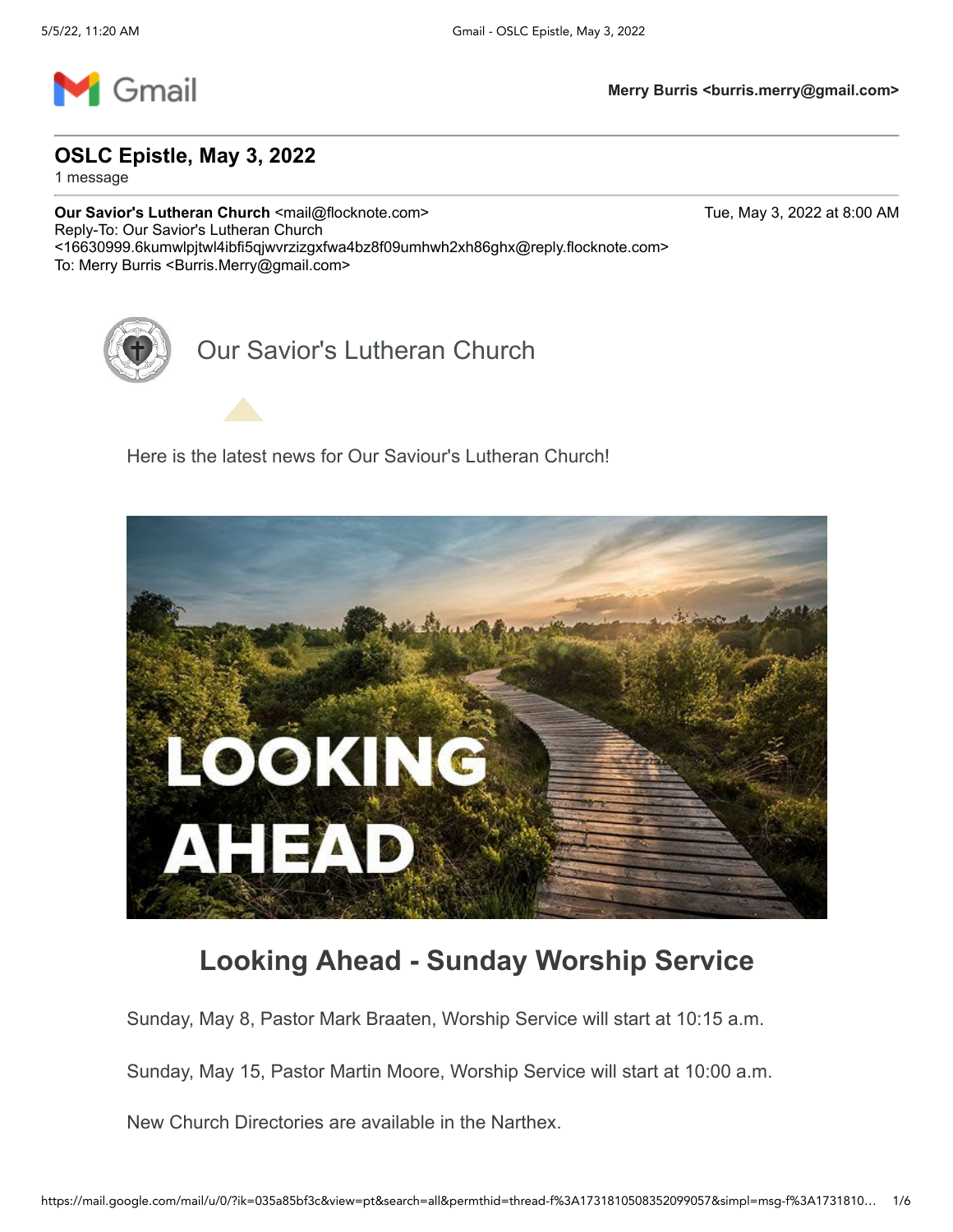Merry Burris <burris.merry@gmail.com>

# OSLC Epistle, May 3, 2022

1 message

**Our Savior's Lutheran Church** <mail@flocknote.com>  
Reply-To: Our Savior's Lutheran Church <16630999.6kumwlpjtwl4ibfi5qjwvrzizgxfwa4bz8f09umhwh2xh86ghx@reply.flocknote.com>  
To: Merry Burris <Burris.Merry@gmail.com>

Tue, May 3, 2022 at 8:00 AM

Our Savior's Lutheran Church

Here is the latest news for Our Saviour's Lutheran Church!

LOOKING AHEAD

## Looking Ahead - Sunday Worship Service

Sunday, May 8, Pastor Mark Braaten, Worship Service will start at 10:15 a.m.

Sunday, May 15, Pastor Martin Moore, Worship Service will start at 10:00 a.m.

New Church Directories are available in the Narthex.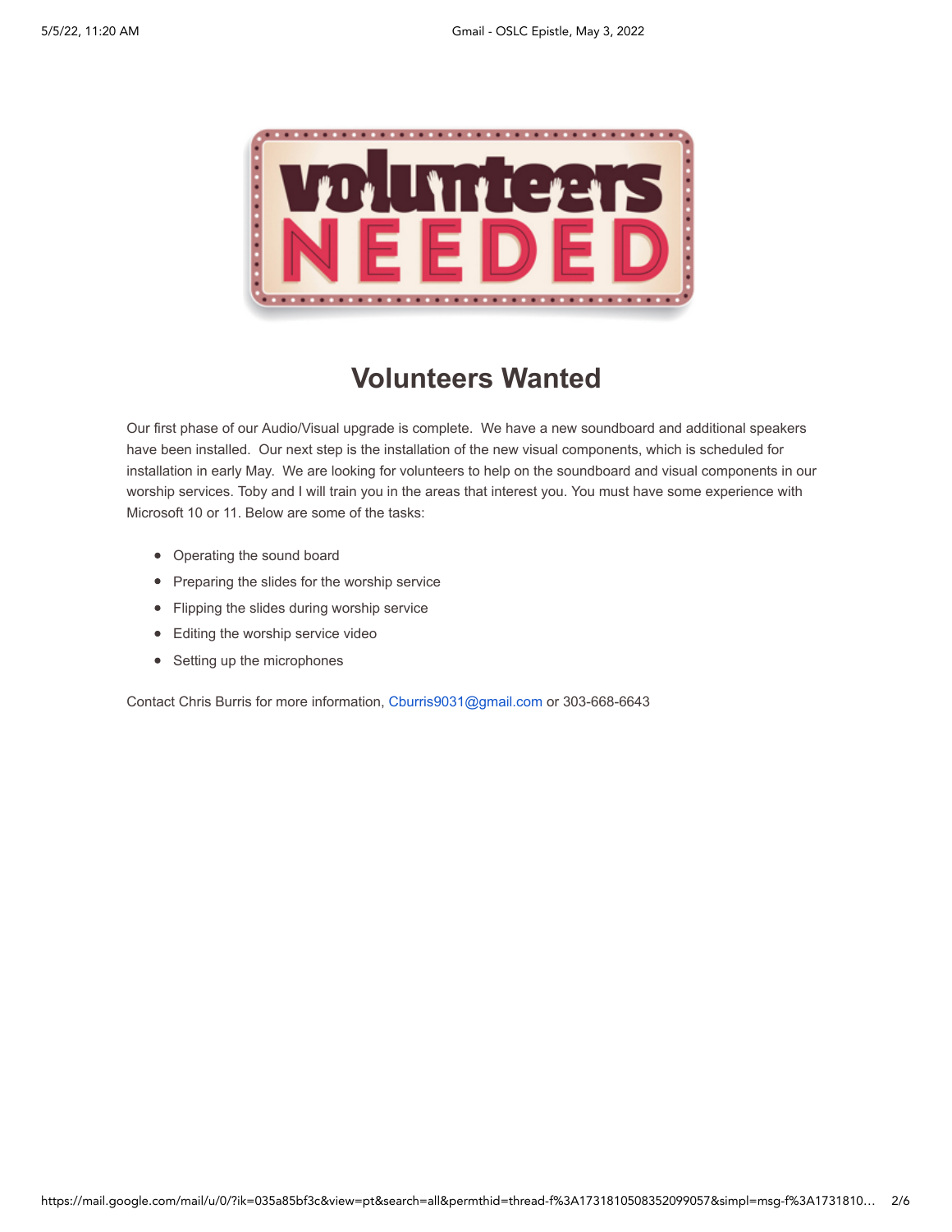# Volunteers Wanted

Our first phase of our Audio/Visual upgrade is complete. We have a new soundboard and additional speakers have been installed. Our next step is the installation of the new visual components, which is scheduled for installation in early May. We are looking for volunteers to help on the soundboard and visual components in our worship services. Toby and I will train you in the areas that interest you. You must have some experience with Microsoft 10 or 11. Below are some of the tasks:

- Operating the sound board
- Preparing the slides for the worship service
- Flipping the slides during worship service
- Editing the worship service video
- Setting up the microphones

Contact Chris Burris for more information, Cburris9031@gmail.com or 303-668-6643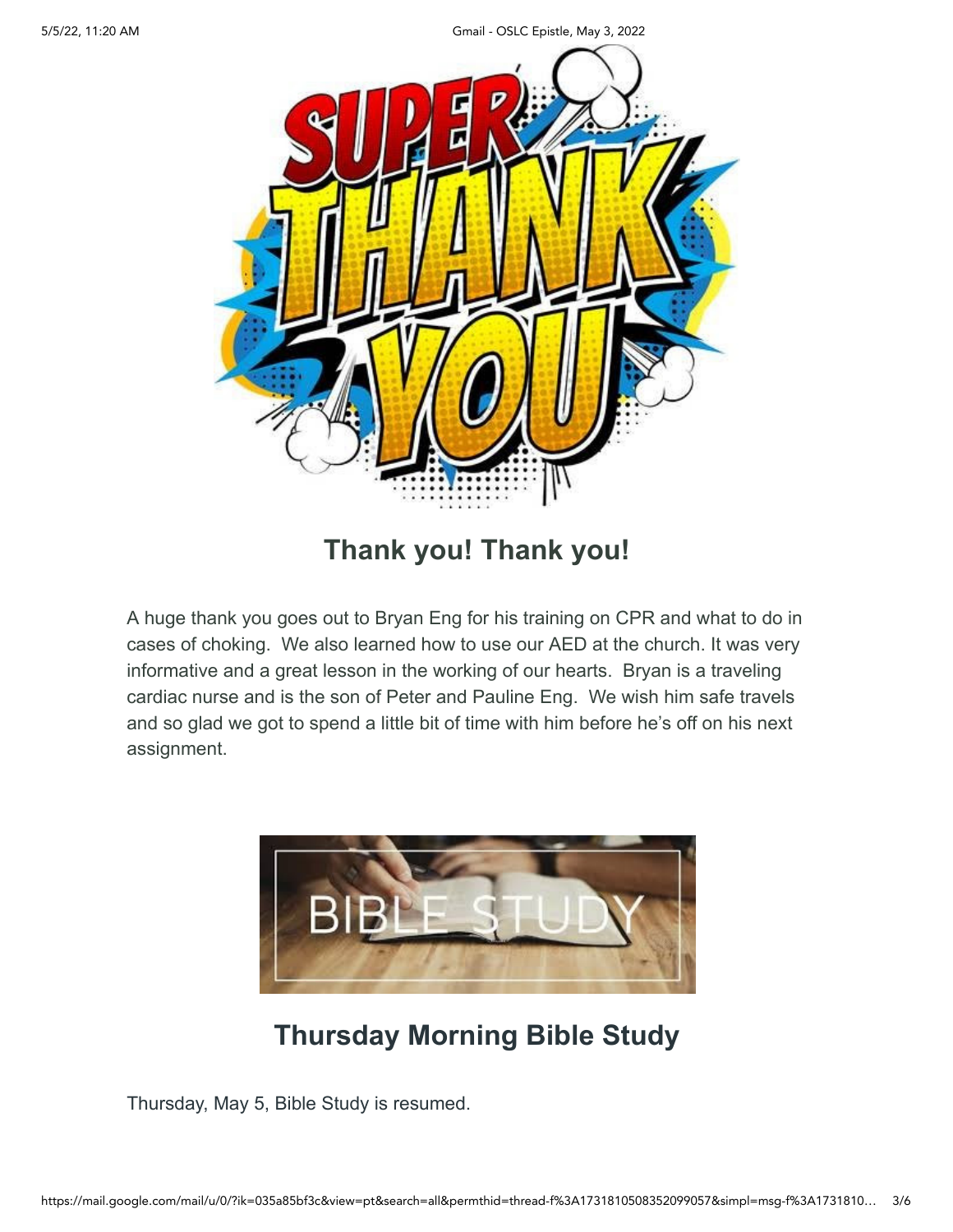## Thank you! Thank you!

A huge thank you goes out to Bryan Eng for his training on CPR and what to do in cases of choking. We also learned how to use our AED at the church. It was very informative and a great lesson in the working of our hearts. Bryan is a traveling cardiac nurse and is the son of Peter and Pauline Eng. We wish him safe travels and so glad we got to spend a little bit of time with him before he's off on his next assignment.

## Thursday Morning Bible Study

Thursday, May 5, Bible Study is resumed.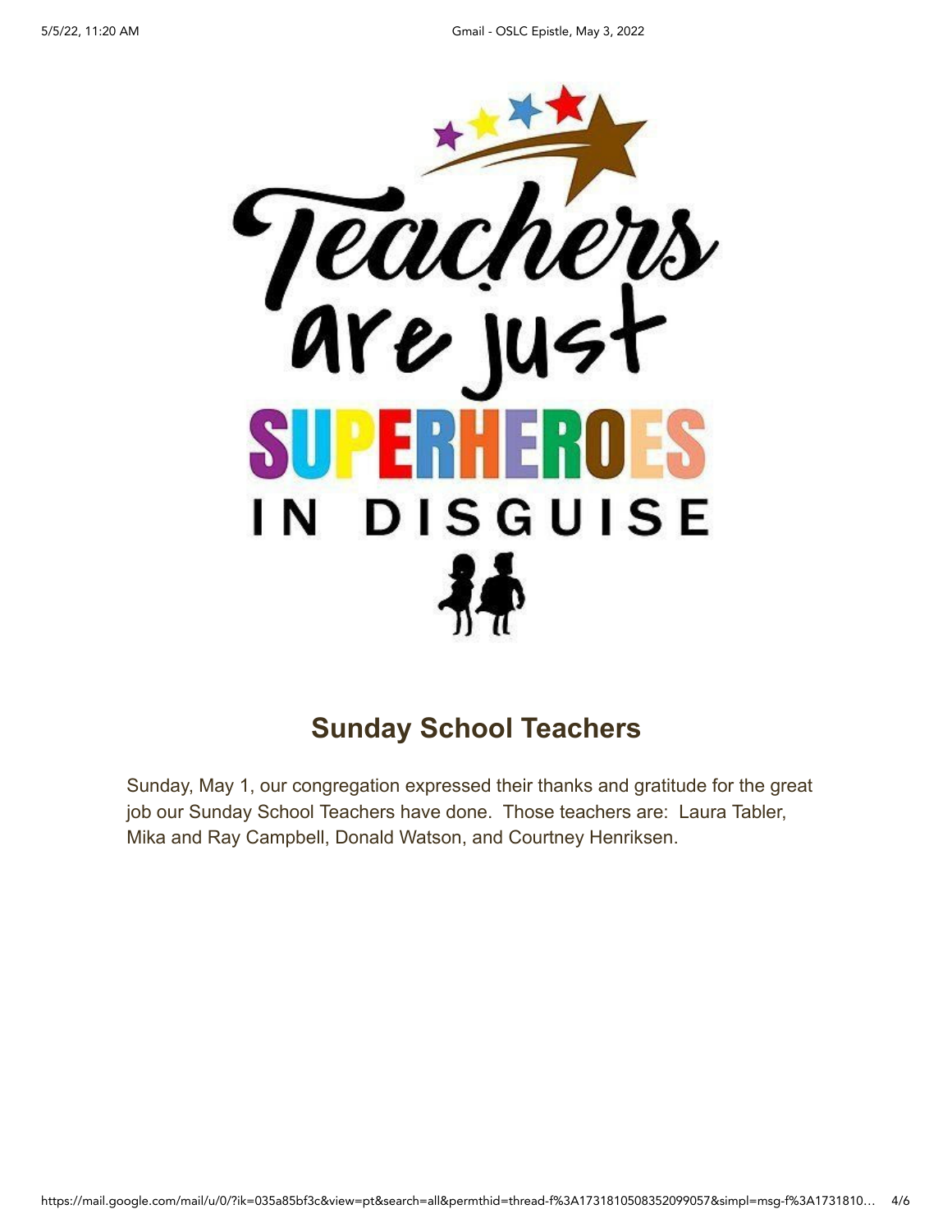Teachers are just SUPERHEROES IN DISGUISE

## Sunday School Teachers

Sunday, May 1, our congregation expressed their thanks and gratitude for the great job our Sunday School Teachers have done. Those teachers are: Laura Tabler, Mika and Ray Campbell, Donald Watson, and Courtney Henriksen.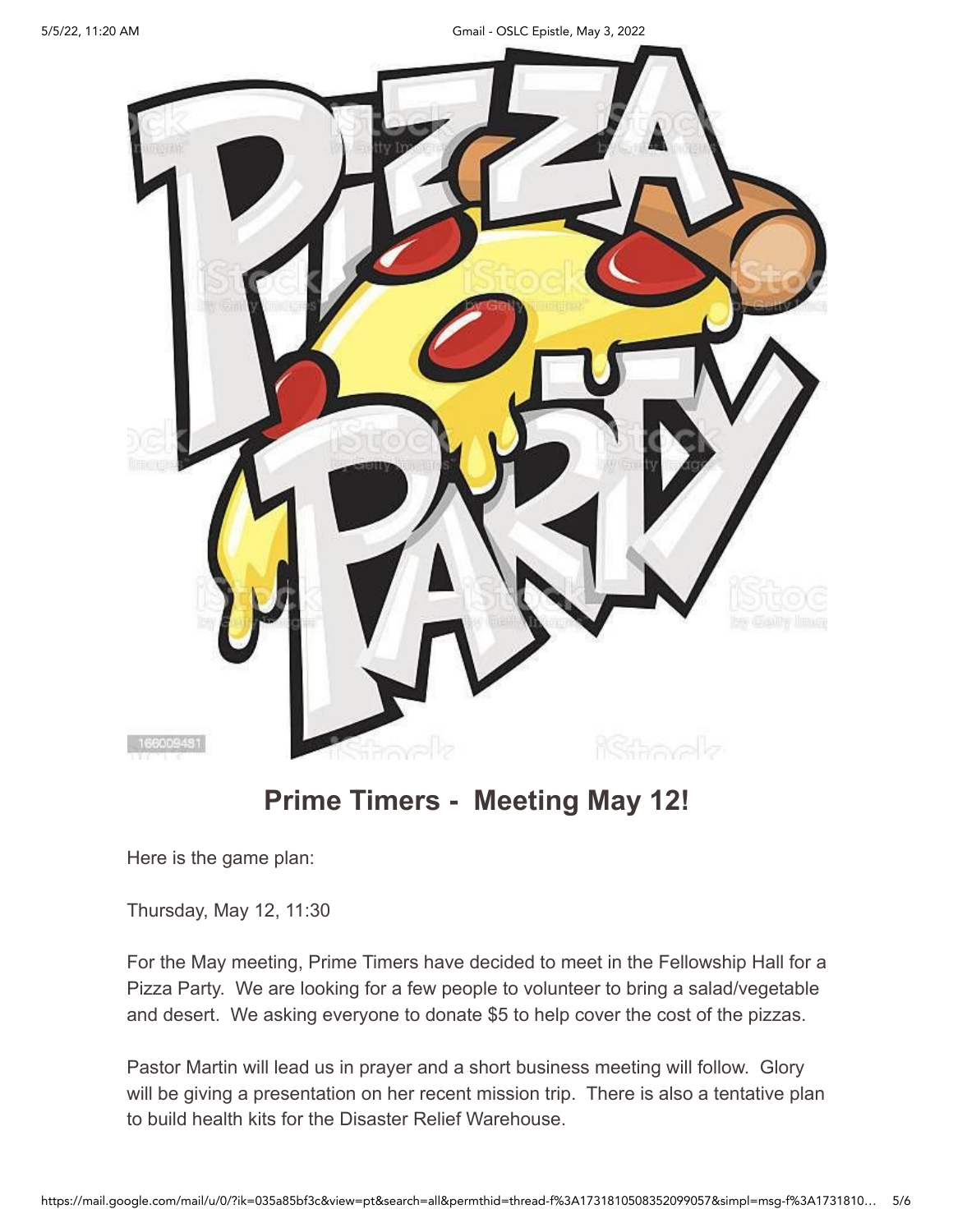## Prime Timers - Meeting May 12!

Here is the game plan:

Thursday, May 12, 11:30

For the May meeting, Prime Timers have decided to meet in the Fellowship Hall for a Pizza Party. We are looking for a few people to volunteer to bring a salad/vegetable and desert. We asking everyone to donate $5 to help cover the cost of the pizzas.

Pastor Martin will lead us in prayer and a short business meeting will follow. Glory will be giving a presentation on her recent mission trip. There is also a tentative plan to build health kits for the Disaster Relief Warehouse.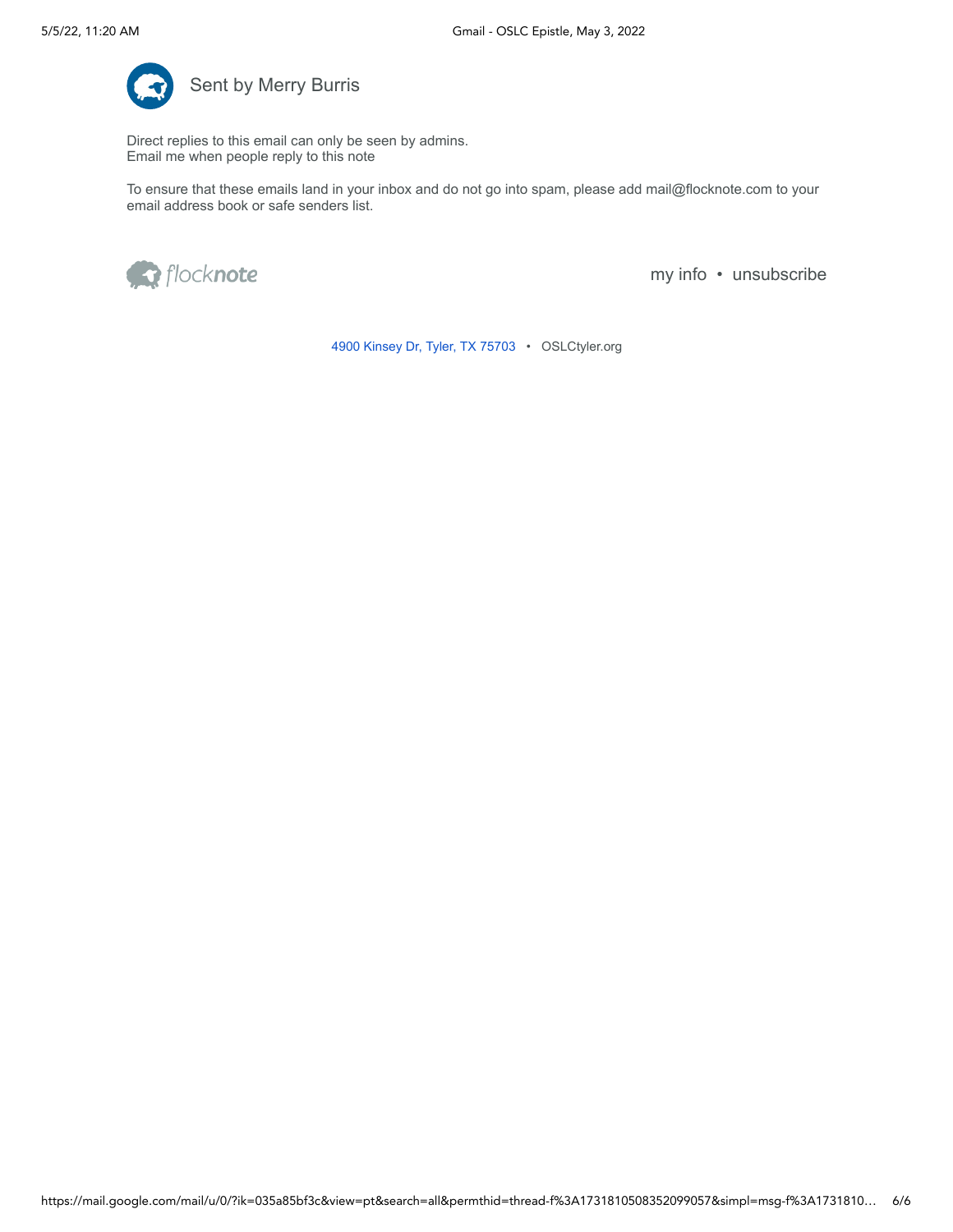Sent by Merry Burris

Direct replies to this email can only be seen by admins.
Email me when people reply to this note

To ensure that these emails land in your inbox and do not go into spam, please add mail@flocknote.com to your email address book or safe senders list.

flocknote

my info • unsubscribe

4900 Kinsey Dr, Tyler, TX 75703 • OSLCtyler.org